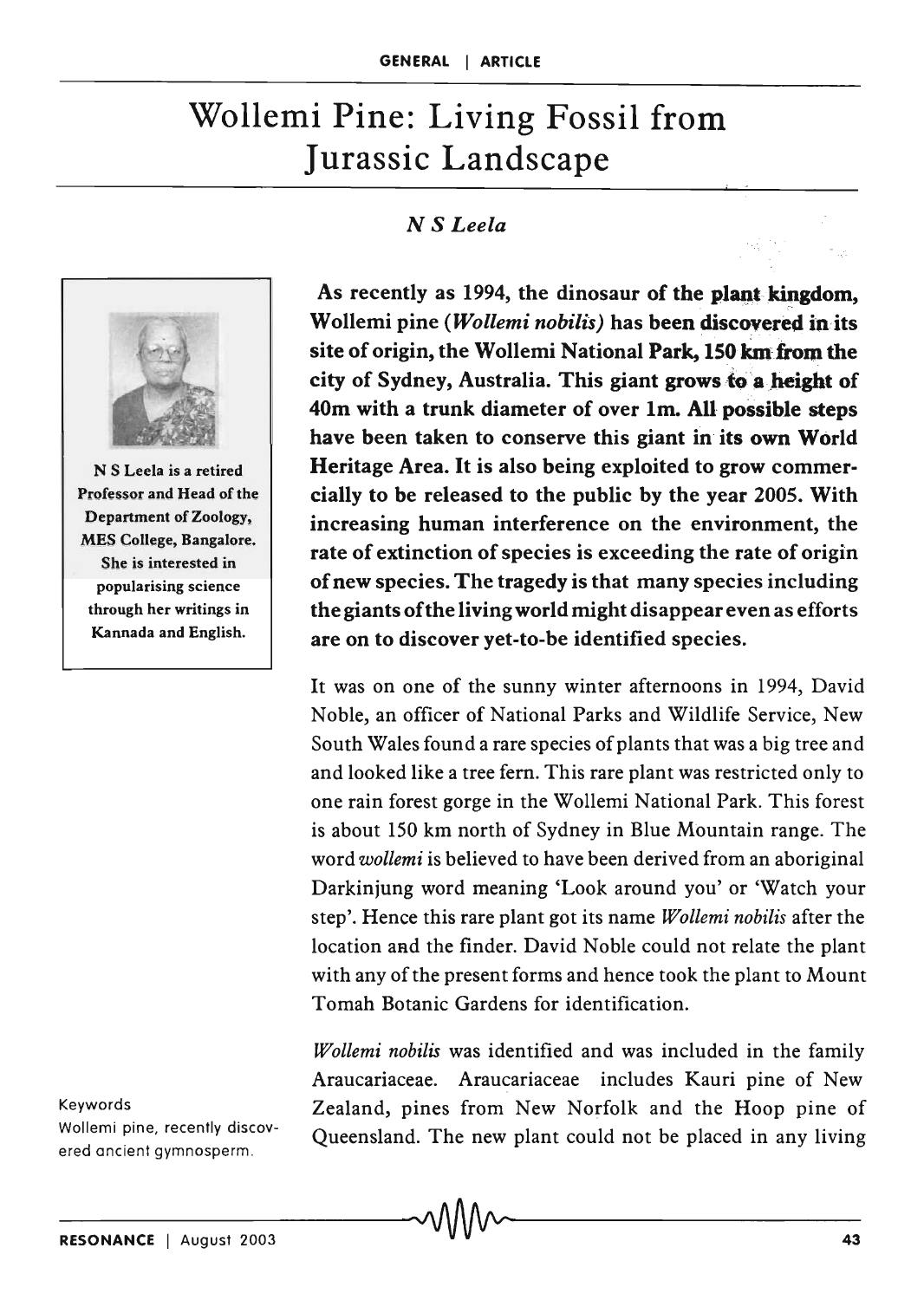# Wollemi Pine: Living Fossil from Jurassic Landscape

*N S Leela*

N S Leela is a retired Professor and Head of the Department of Zoology, MES College, Bangalore. She is interested in popularising science through her writings in Kannada and English.

**As recently as 1994, the dinosaur of the plant kingdom, Wollemi pine (*Wollemi nobilis*) has been discovered in its site of origin, the Wollemi National Park, 150 km from the city of Sydney, Australia. This giant grows to a height of 40m with a trunk diameter of over 1m. All possible steps have been taken to conserve this giant in its own World Heritage Area. It is also being exploited to grow commercially to be released to the public by the year 2005. With increasing human interference on the environment, the rate of extinction of species is exceeding the rate of origin of new species. The tragedy is that many species including the giants of the living world might disappear even as efforts are on to discover yet-to-be identified species.**

It was on one of the sunny winter afternoons in 1994, David Noble, an officer of National Parks and Wildlife Service, New South Wales found a rare species of plants that was a big tree and and looked like a tree fern. This rare plant was restricted only to one rain forest gorge in the Wollemi National Park. This forest is about 150 km north of Sydney in Blue Mountain range. The word *wollemi* is believed to have been derived from an aboriginal Darkinjung word meaning 'Look around you' or 'Watch your step'. Hence this rare plant got its name *Wollemi nobilis* after the location and the finder. David Noble could not relate the plant with any of the present forms and hence took the plant to Mount Tomah Botanic Gardens for identification.

*Wollemi nobilis* was identified and was included in the family Araucariaceae. Araucariaceae includes Kauri pine of New Zealand, pines from New Norfolk and the Hoop pine of Queensland. The new plant could not be placed in any living

Keywords

Wollemi pine, recently discovered ancient gymnosperm.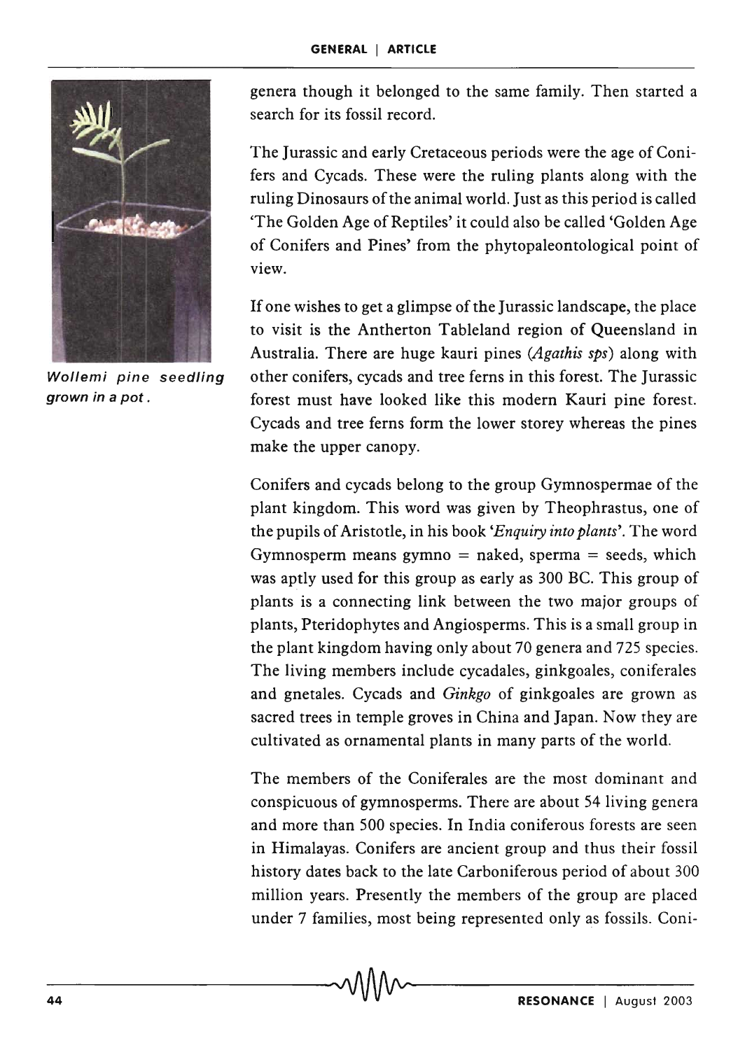genera though it belonged to the same family. Then started a search for its fossil record.

*Wollemi pine seedling grown in a pot.*

The Jurassic and early Cretaceous periods were the age of Conifers and Cycads. These were the ruling plants along with the ruling Dinosaurs of the animal world. Just as this period is called 'The Golden Age of Reptiles' it could also be called 'Golden Age of Conifers and Pines' from the phytopaleontological point of view.

If one wishes to get a glimpse of the Jurassic landscape, the place to visit is the Antherton Tableland region of Queensland in Australia. There are huge kauri pines (*Agathis sps*) along with other conifers, cycads and tree ferns in this forest. The Jurassic forest must have looked like this modern Kauri pine forest. Cycads and tree ferns form the lower storey whereas the pines make the upper canopy.

Conifers and cycads belong to the group Gymnospermae of the plant kingdom. This word was given by Theophrastus, one of the pupils of Aristotle, in his book '*Enquiry into plants*'. The word Gymnosperm means gymno = naked, sperma = seeds, which was aptly used for this group as early as 300 BC. This group of plants is a connecting link between the two major groups of plants, Pteridophytes and Angiosperms. This is a small group in the plant kingdom having only about 70 genera and 725 species. The living members include cycadales, ginkgoales, coniferales and gnetales. Cycads and *Ginkgo* of ginkgoales are grown as sacred trees in temple groves in China and Japan. Now they are cultivated as ornamental plants in many parts of the world.

The members of the Coniferales are the most dominant and conspicuous of gymnosperms. There are about 54 living genera and more than 500 species. In India coniferous forests are seen in Himalayas. Conifers are ancient group and thus their fossil history dates back to the late Carboniferous period of about 300 million years. Presently the members of the group are placed under 7 families, most being represented only as fossils. Coni-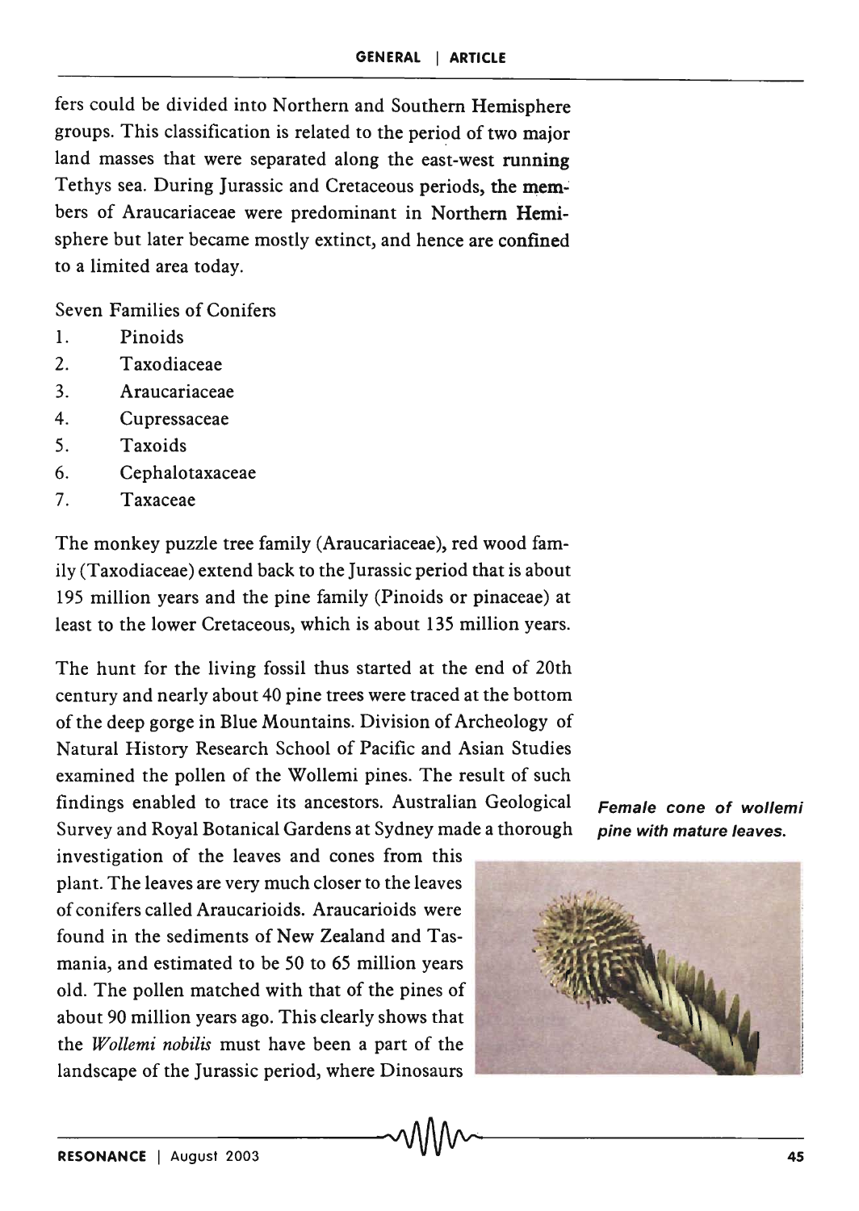fers could be divided into Northern and Southern Hemisphere groups. This classification is related to the period of two major land masses that were separated along the east-west running Tethys sea. During Jurassic and Cretaceous periods, the members of Araucariaceae were predominant in Northern Hemisphere but later became mostly extinct, and hence are confined to a limited area today.

Seven Families of Conifers

1. Pinoids
2. Taxodiaceae
3. Araucariaceae
4. Cupressaceae
5. Taxoids
6. Cephalotaxaceae
7. Taxaceae

The monkey puzzle tree family (Araucariaceae), red wood family (Taxodiaceae) extend back to the Jurassic period that is about 195 million years and the pine family (Pinoids or pinaceae) at least to the lower Cretaceous, which is about 135 million years.

The hunt for the living fossil thus started at the end of 20th century and nearly about 40 pine trees were traced at the bottom of the deep gorge in Blue Mountains. Division of Archeology of Natural History Research School of Pacific and Asian Studies examined the pollen of the Wollemi pines. The result of such findings enabled to trace its ancestors. Australian Geological Survey and Royal Botanical Gardens at Sydney made a thorough investigation of the leaves and cones from this plant. The leaves are very much closer to the leaves of conifers called Araucarioids. Araucarioids were found in the sediments of New Zealand and Tasmania, and estimated to be 50 to 65 million years old. The pollen matched with that of the pines of about 90 million years ago. This clearly shows that the *Wollemi nobilis* must have been a part of the landscape of the Jurassic period, where Dinosaurs

***Female cone of wollemi pine with mature leaves.***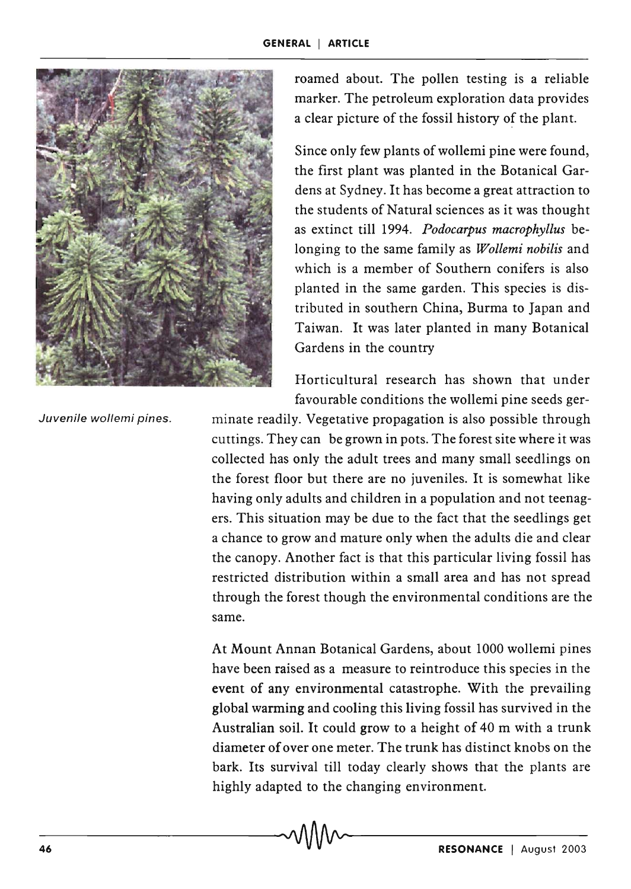roamed about. The pollen testing is a reliable marker. The petroleum exploration data provides a clear picture of the fossil history of the plant.

Since only few plants of wollemi pine were found, the first plant was planted in the Botanical Gardens at Sydney. It has become a great attraction to the students of Natural sciences as it was thought as extinct till 1994. *Podocarpus macrophyllus* belonging to the same family as *Wollemi nobilis* and which is a member of Southern conifers is also planted in the same garden. This species is distributed in southern China, Burma to Japan and Taiwan. It was later planted in many Botanical Gardens in the country

*Juvenile wollemi pines.*

Horticultural research has shown that under favourable conditions the wollemi pine seeds germinate readily. Vegetative propagation is also possible through cuttings. They can be grown in pots. The forest site where it was collected has only the adult trees and many small seedlings on the forest floor but there are no juveniles. It is somewhat like having only adults and children in a population and not teenagers. This situation may be due to the fact that the seedlings get a chance to grow and mature only when the adults die and clear the canopy. Another fact is that this particular living fossil has restricted distribution within a small area and has not spread through the forest though the environmental conditions are the same.

At Mount Annan Botanical Gardens, about 1000 wollemi pines have been raised as a measure to reintroduce this species in the event of any environmental catastrophe. With the prevailing global warming and cooling this living fossil has survived in the Australian soil. It could grow to a height of 40 m with a trunk diameter of over one meter. The trunk has distinct knobs on the bark. Its survival till today clearly shows that the plants are highly adapted to the changing environment.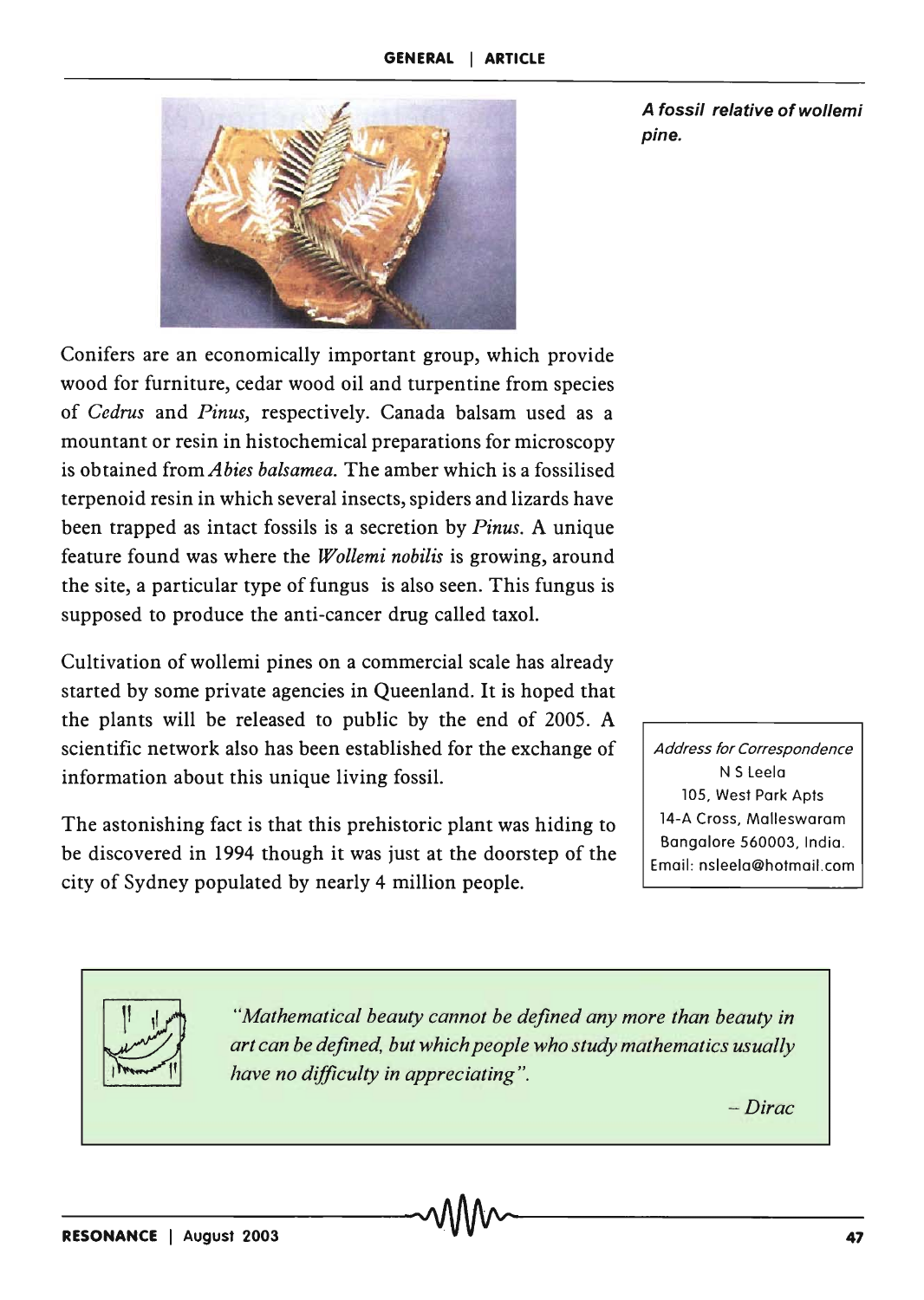*A fossil relative of wollemi pine.*

Conifers are an economically important group, which provide wood for furniture, cedar wood oil and turpentine from species of *Cedrus* and *Pinus*, respectively. Canada balsam used as a mountant or resin in histochemical preparations for microscopy is obtained from *Abies balsamea*. The amber which is a fossilised terpenoid resin in which several insects, spiders and lizards have been trapped as intact fossils is a secretion by *Pinus*. A unique feature found was where the *Wollemi nobilis* is growing, around the site, a particular type of fungus is also seen. This fungus is supposed to produce the anti-cancer drug called taxol.

Cultivation of wollemi pines on a commercial scale has already started by some private agencies in Queenland. It is hoped that the plants will be released to public by the end of 2005. A scientific network also has been established for the exchange of information about this unique living fossil.

The astonishing fact is that this prehistoric plant was hiding to be discovered in 1994 though it was just at the doorstep of the city of Sydney populated by nearly 4 million people.

*Address for Correspondence*
N S Leela
105, West Park Apts
14-A Cross, Malleswaram
Bangalore 560003, India.
Email: nsleela@hotmail.com

> *"Mathematical beauty cannot be defined any more than beauty in art can be defined, but which people who study mathematics usually have no difficulty in appreciating".*
>
> *– Dirac*